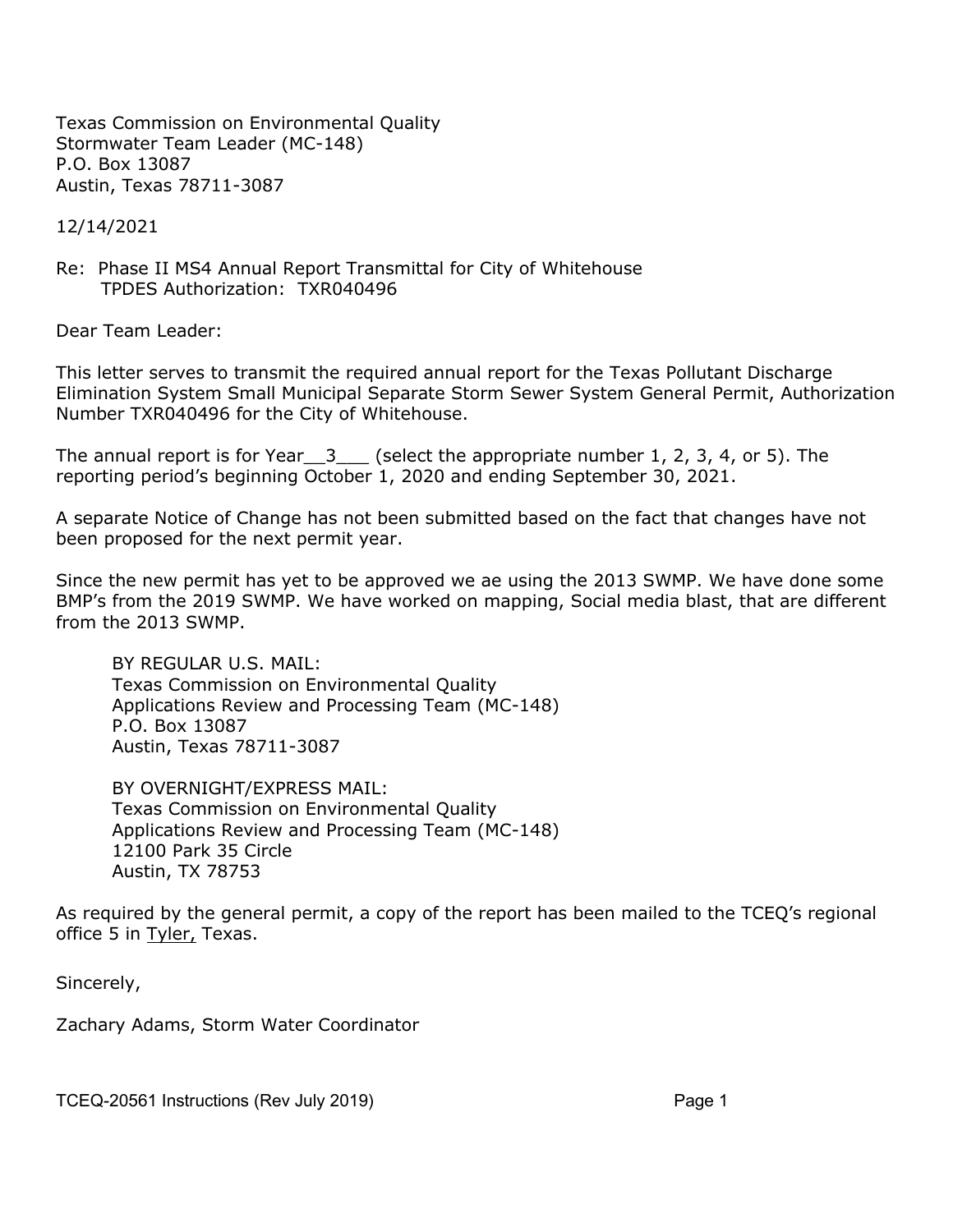Texas Commission on Environmental Quality
Stormwater Team Leader (MC-148)
P.O. Box 13087
Austin, Texas 78711-3087

12/14/2021

Re: Phase II MS4 Annual Report Transmittal for City of Whitehouse
TPDES Authorization: TXR040496

Dear Team Leader:

This letter serves to transmit the required annual report for the Texas Pollutant Discharge Elimination System Small Municipal Separate Storm Sewer System General Permit, Authorization Number TXR040496 for the City of Whitehouse.

The annual report is for Year__3___ (select the appropriate number 1, 2, 3, 4, or 5). The reporting period's beginning October 1, 2020 and ending September 30, 2021.

A separate Notice of Change has not been submitted based on the fact that changes have not been proposed for the next permit year.

Since the new permit has yet to be approved we ae using the 2013 SWMP. We have done some BMP's from the 2019 SWMP. We have worked on mapping, Social media blast, that are different from the 2013 SWMP.

> BY REGULAR U.S. MAIL:
> Texas Commission on Environmental Quality
> Applications Review and Processing Team (MC-148)
> P.O. Box 13087
> Austin, Texas 78711-3087
>
> BY OVERNIGHT/EXPRESS MAIL:
> Texas Commission on Environmental Quality
> Applications Review and Processing Team (MC-148)
> 12100 Park 35 Circle
> Austin, TX 78753

As required by the general permit, a copy of the report has been mailed to the TCEQ's regional office 5 in Tyler, Texas.

Sincerely,

Zachary Adams, Storm Water Coordinator

TCEQ-20561 Instructions (Rev July 2019)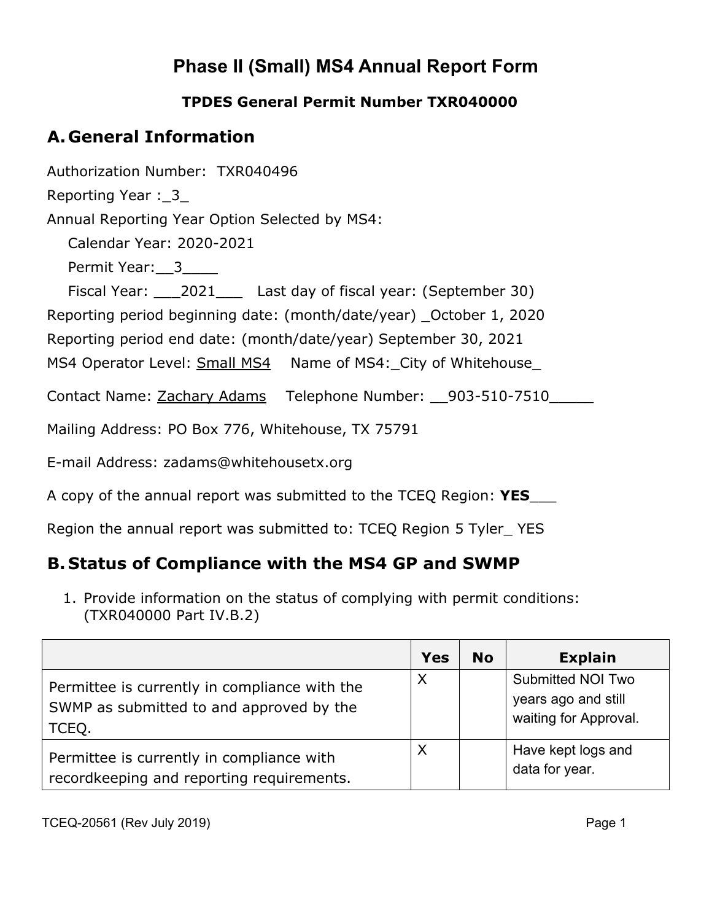# Phase II (Small) MS4 Annual Report Form

**TPDES General Permit Number TXR040000**

## A. General Information

Authorization Number: TXR040496

Reporting Year :_3_

Annual Reporting Year Option Selected by MS4:

Calendar Year: 2020-2021

Permit Year:__3____

Fiscal Year: ___2021___ Last day of fiscal year: (September 30)

Reporting period beginning date: (month/date/year) _October 1, 2020

Reporting period end date: (month/date/year) September 30, 2021

MS4 Operator Level: Small MS4 Name of MS4:_City of Whitehouse_

Contact Name: Zachary Adams Telephone Number: __903-510-7510_____

Mailing Address: PO Box 776, Whitehouse, TX 75791

E-mail Address: zadams@whitehousetx.org

A copy of the annual report was submitted to the TCEQ Region: **YES**___

Region the annual report was submitted to: TCEQ Region 5 Tyler_ YES

## B. Status of Compliance with the MS4 GP and SWMP

1. Provide information on the status of complying with permit conditions: (TXR040000 Part IV.B.2)

| | Yes | No | Explain |
|---|---|---|---|
| Permittee is currently in compliance with the SWMP as submitted to and approved by the TCEQ. | X | | Submitted NOI Two years ago and still waiting for Approval. |
| Permittee is currently in compliance with recordkeeping and reporting requirements. | X | | Have kept logs and data for year. |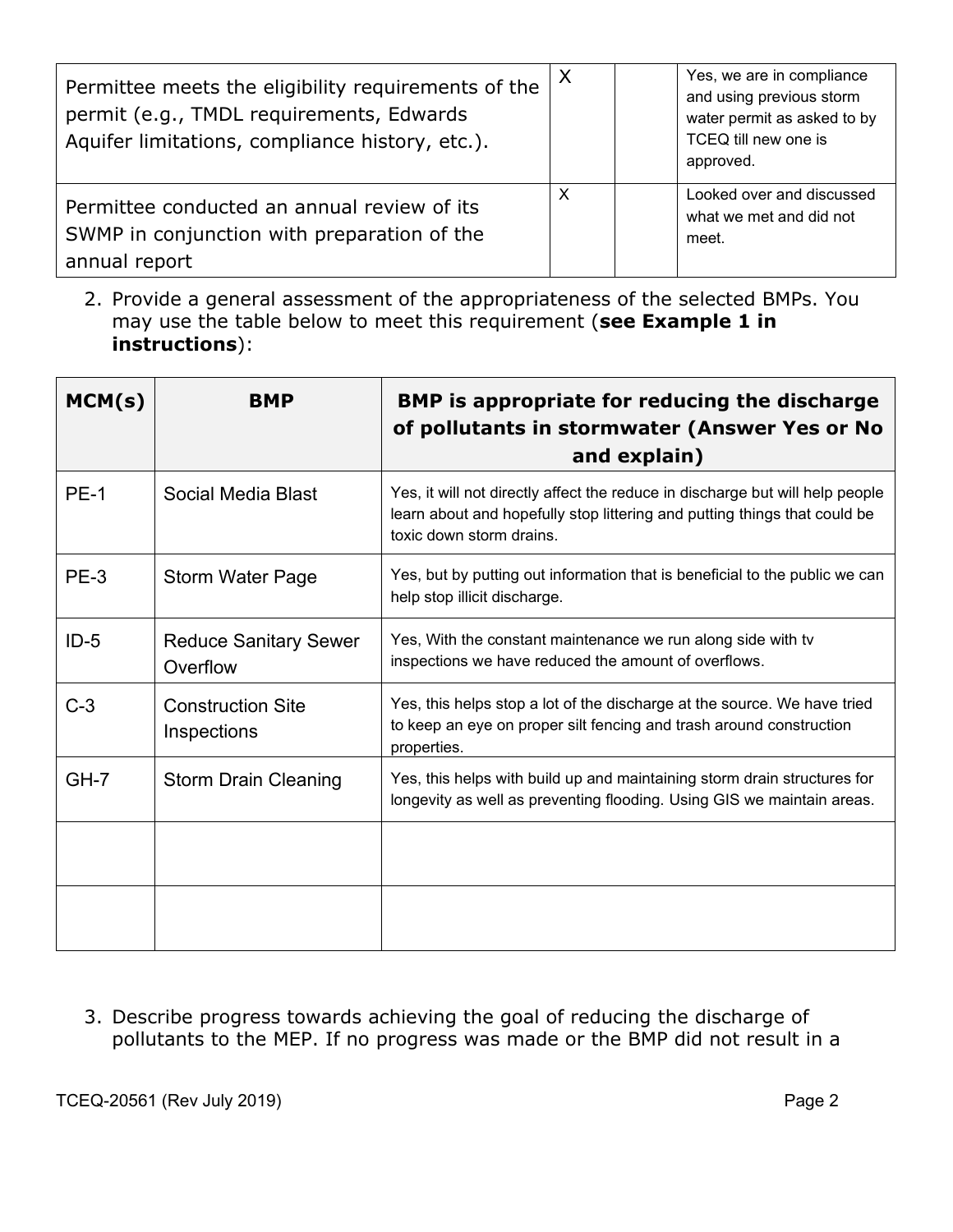| | | | |
|---|---|---|---|
| Permittee meets the eligibility requirements of the permit (e.g., TMDL requirements, Edwards Aquifer limitations, compliance history, etc.). | X | | Yes, we are in compliance and using previous storm water permit as asked to by TCEQ till new one is approved. |
| Permittee conducted an annual review of its SWMP in conjunction with preparation of the annual report | X | | Looked over and discussed what we met and did not meet. |

2. Provide a general assessment of the appropriateness of the selected BMPs. You may use the table below to meet this requirement (**see Example 1 in instructions**):

| MCM(s) | BMP | BMP is appropriate for reducing the discharge of pollutants in stormwater (Answer Yes or No and explain) |
|---|---|---|
| PE-1 | Social Media Blast | Yes, it will not directly affect the reduce in discharge but will help people learn about and hopefully stop littering and putting things that could be toxic down storm drains. |
| PE-3 | Storm Water Page | Yes, but by putting out information that is beneficial to the public we can help stop illicit discharge. |
| ID-5 | Reduce Sanitary Sewer Overflow | Yes, With the constant maintenance we run along side with tv inspections we have reduced the amount of overflows. |
| C-3 | Construction Site Inspections | Yes, this helps stop a lot of the discharge at the source. We have tried to keep an eye on proper silt fencing and trash around construction properties. |
| GH-7 | Storm Drain Cleaning | Yes, this helps with build up and maintaining storm drain structures for longevity as well as preventing flooding. Using GIS we maintain areas. |
| | | |
| | | |

3. Describe progress towards achieving the goal of reducing the discharge of pollutants to the MEP. If no progress was made or the BMP did not result in a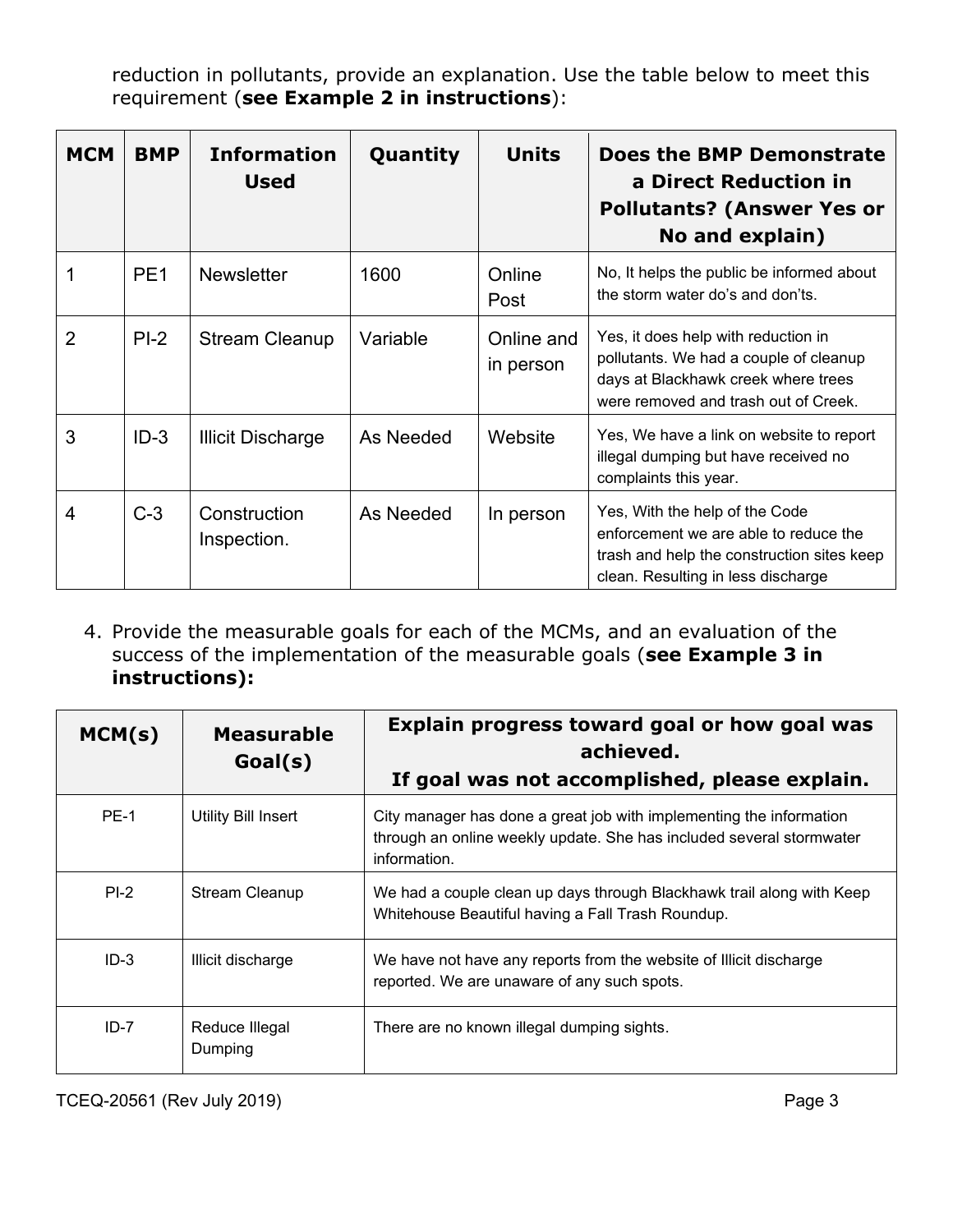reduction in pollutants, provide an explanation. Use the table below to meet this requirement (**see Example 2 in instructions**):

| MCM | BMP | Information Used | Quantity | Units | Does the BMP Demonstrate a Direct Reduction in Pollutants? (Answer Yes or No and explain) |
|---|---|---|---|---|---|
| 1 | PE1 | Newsletter | 1600 | Online Post | No, It helps the public be informed about the storm water do's and don'ts. |
| 2 | PI-2 | Stream Cleanup | Variable | Online and in person | Yes, it does help with reduction in pollutants. We had a couple of cleanup days at Blackhawk creek where trees were removed and trash out of Creek. |
| 3 | ID-3 | Illicit Discharge | As Needed | Website | Yes, We have a link on website to report illegal dumping but have received no complaints this year. |
| 4 | C-3 | Construction Inspection. | As Needed | In person | Yes, With the help of the Code enforcement we are able to reduce the trash and help the construction sites keep clean. Resulting in less discharge |

4. Provide the measurable goals for each of the MCMs, and an evaluation of the success of the implementation of the measurable goals (**see Example 3 in instructions):**

| MCM(s) | Measurable Goal(s) | Explain progress toward goal or how goal was achieved. If goal was not accomplished, please explain. |
|---|---|---|
| PE-1 | Utility Bill Insert | City manager has done a great job with implementing the information through an online weekly update. She has included several stormwater information. |
| PI-2 | Stream Cleanup | We had a couple clean up days through Blackhawk trail along with Keep Whitehouse Beautiful having a Fall Trash Roundup. |
| ID-3 | Illicit discharge | We have not have any reports from the website of Illicit discharge reported. We are unaware of any such spots. |
| ID-7 | Reduce Illegal Dumping | There are no known illegal dumping sights. |

TCEQ-20561 (Rev July 2019)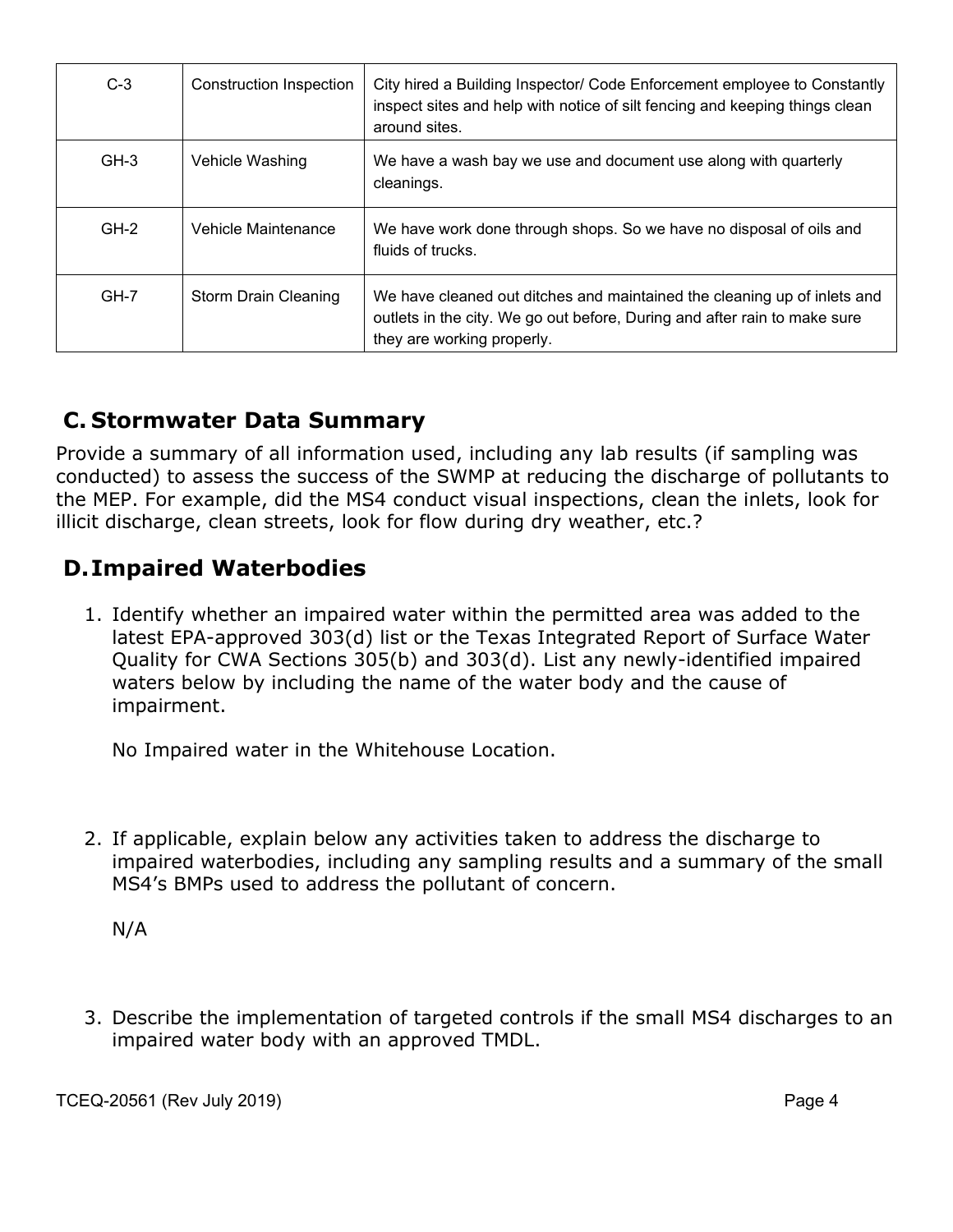| C-3 | Construction Inspection | City hired a Building Inspector/ Code Enforcement employee to Constantly inspect sites and help with notice of silt fencing and keeping things clean around sites. |
|---|---|---|
| GH-3 | Vehicle Washing | We have a wash bay we use and document use along with quarterly cleanings. |
| GH-2 | Vehicle Maintenance | We have work done through shops. So we have no disposal of oils and fluids of trucks. |
| GH-7 | Storm Drain Cleaning | We have cleaned out ditches and maintained the cleaning up of inlets and outlets in the city. We go out before, During and after rain to make sure they are working properly. |

## C. Stormwater Data Summary

Provide a summary of all information used, including any lab results (if sampling was conducted) to assess the success of the SWMP at reducing the discharge of pollutants to the MEP. For example, did the MS4 conduct visual inspections, clean the inlets, look for illicit discharge, clean streets, look for flow during dry weather, etc.?

## D. Impaired Waterbodies

1. Identify whether an impaired water within the permitted area was added to the latest EPA-approved 303(d) list or the Texas Integrated Report of Surface Water Quality for CWA Sections 305(b) and 303(d). List any newly-identified impaired waters below by including the name of the water body and the cause of impairment.

   No Impaired water in the Whitehouse Location.

2. If applicable, explain below any activities taken to address the discharge to impaired waterbodies, including any sampling results and a summary of the small MS4's BMPs used to address the pollutant of concern.

   N/A

3. Describe the implementation of targeted controls if the small MS4 discharges to an impaired water body with an approved TMDL.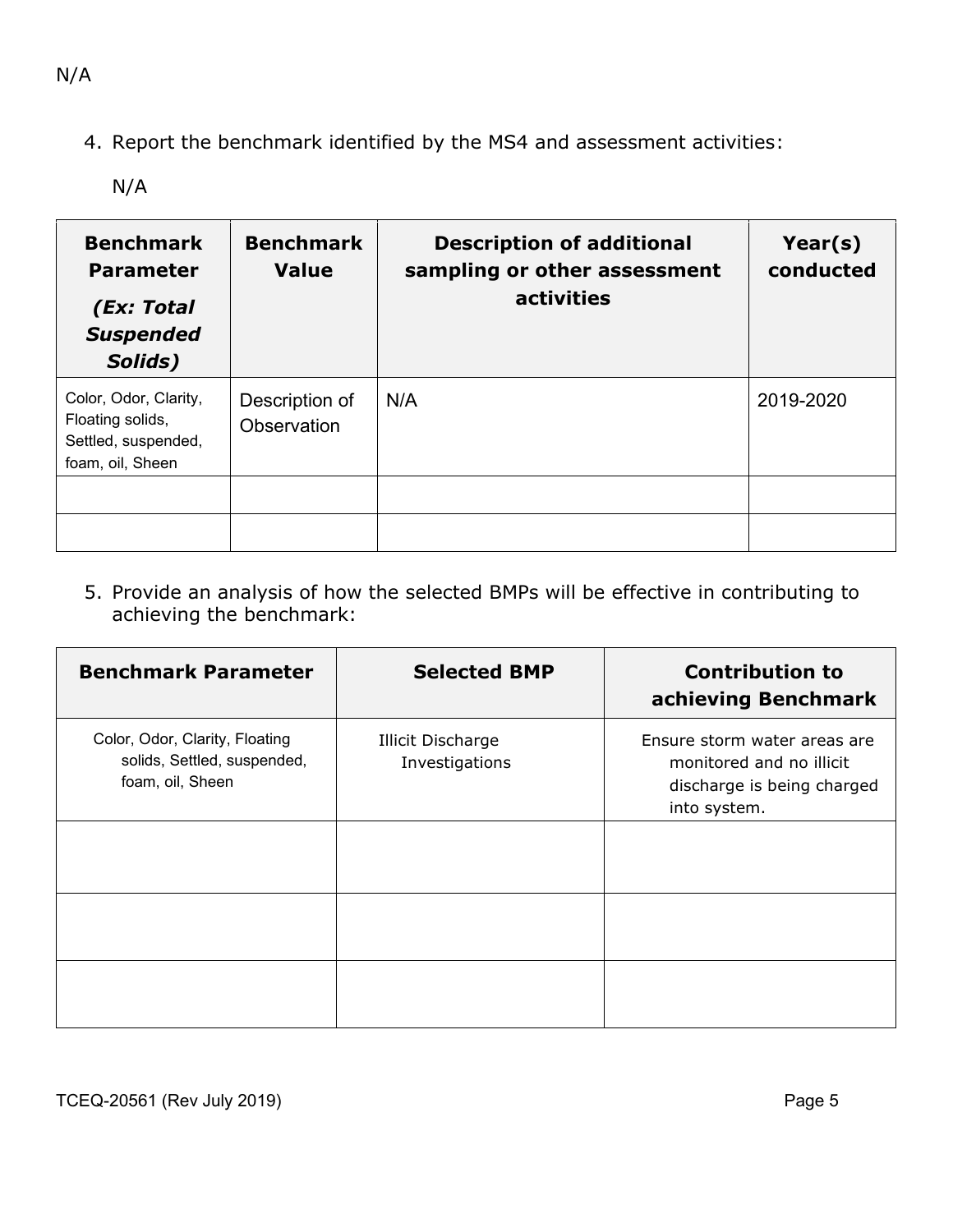N/A

4. Report the benchmark identified by the MS4 and assessment activities:

   N/A

| **Benchmark Parameter** *(Ex: Total Suspended Solids)* | **Benchmark Value** | **Description of additional sampling or other assessment activities** | **Year(s) conducted** |
|---|---|---|---|
| Color, Odor, Clarity, Floating solids, Settled, suspended, foam, oil, Sheen | Description of Observation | N/A | 2019-2020 |
| | | | |
| | | | |

5. Provide an analysis of how the selected BMPs will be effective in contributing to achieving the benchmark:

| **Benchmark Parameter** | **Selected BMP** | **Contribution to achieving Benchmark** |
|---|---|---|
| Color, Odor, Clarity, Floating solids, Settled, suspended, foam, oil, Sheen | Illicit Discharge Investigations | Ensure storm water areas are monitored and no illicit discharge is being charged into system. |
| | | |
| | | |
| | | |

TCEQ-20561 (Rev July 2019)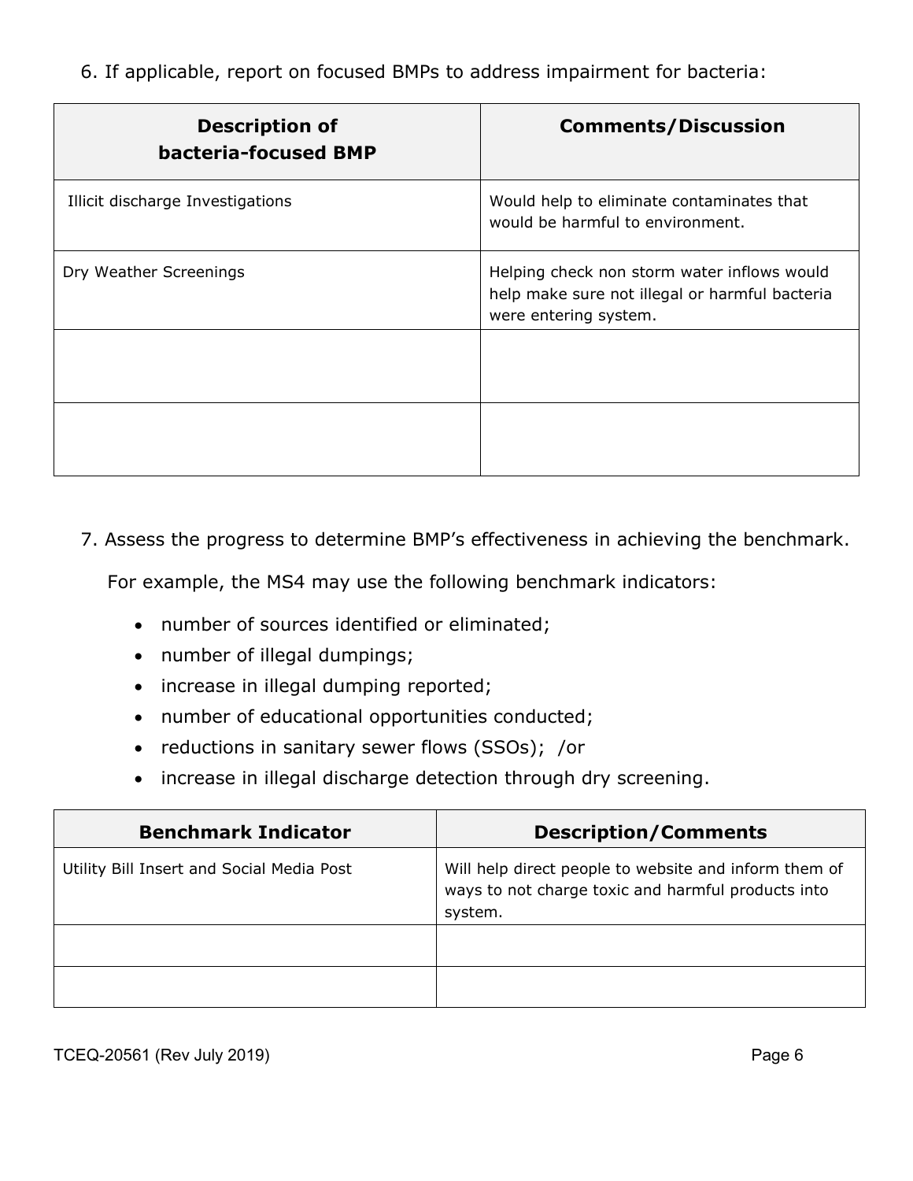6. If applicable, report on focused BMPs to address impairment for bacteria:

| Description of bacteria-focused BMP | Comments/Discussion |
|---|---|
| Illicit discharge Investigations | Would help to eliminate contaminates that would be harmful to environment. |
| Dry Weather Screenings | Helping check non storm water inflows would help make sure not illegal or harmful bacteria were entering system. |
| | |
| | |

7. Assess the progress to determine BMP's effectiveness in achieving the benchmark.

For example, the MS4 may use the following benchmark indicators:

- number of sources identified or eliminated;
- number of illegal dumpings;
- increase in illegal dumping reported;
- number of educational opportunities conducted;
- reductions in sanitary sewer flows (SSOs); /or
- increase in illegal discharge detection through dry screening.

| Benchmark Indicator | Description/Comments |
|---|---|
| Utility Bill Insert and Social Media Post | Will help direct people to website and inform them of ways to not charge toxic and harmful products into system. |
| | |
| | |

TCEQ-20561 (Rev July 2019)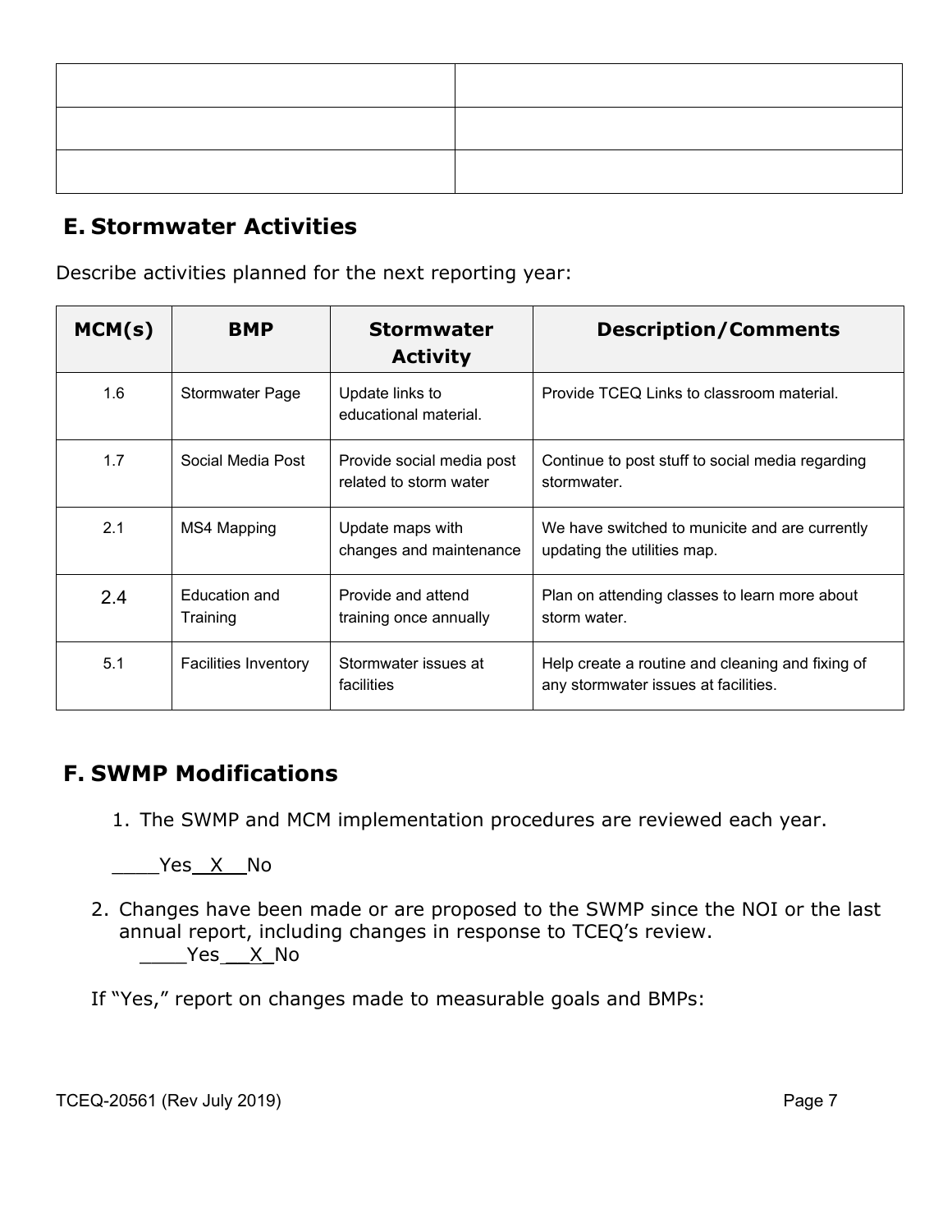| | |
|---|---|
| | |
| | |
| | |

## E. Stormwater Activities

Describe activities planned for the next reporting year:

| MCM(s) | BMP | Stormwater Activity | Description/Comments |
|---|---|---|---|
| 1.6 | Stormwater Page | Update links to educational material. | Provide TCEQ Links to classroom material. |
| 1.7 | Social Media Post | Provide social media post related to storm water | Continue to post stuff to social media regarding stormwater. |
| 2.1 | MS4 Mapping | Update maps with changes and maintenance | We have switched to municite and are currently updating the utilities map. |
| 2.4 | Education and Training | Provide and attend training once annually | Plan on attending classes to learn more about storm water. |
| 5.1 | Facilities Inventory | Stormwater issues at facilities | Help create a routine and cleaning and fixing of any stormwater issues at facilities. |

## F. SWMP Modifications

1. The SWMP and MCM implementation procedures are reviewed each year.

____Yes__X__No

2. Changes have been made or are proposed to the SWMP since the NOI or the last annual report, including changes in response to TCEQ's review.
____Yes__X_No

If "Yes," report on changes made to measurable goals and BMPs: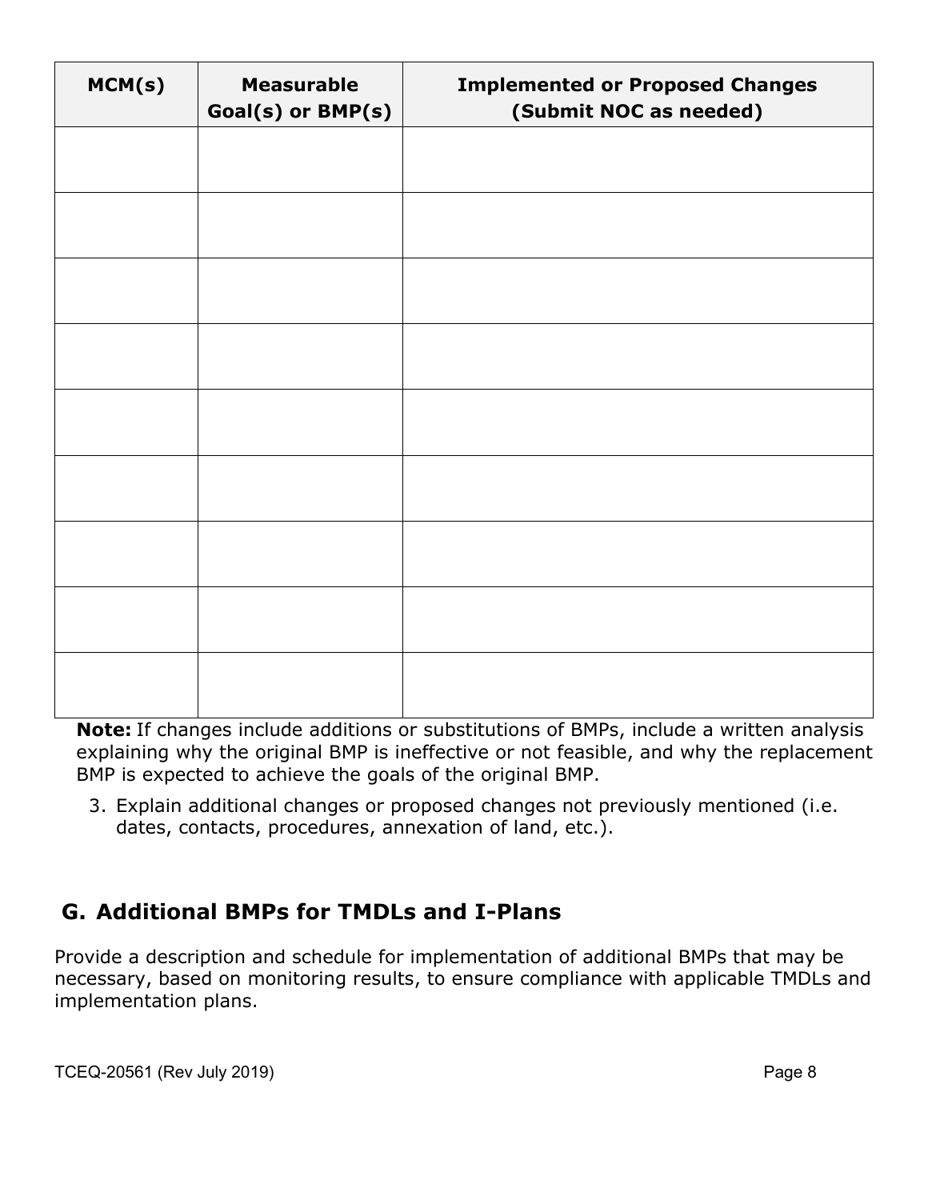| MCM(s) | Measurable Goal(s) or BMP(s) | Implemented or Proposed Changes (Submit NOC as needed) |
|---|---|---|
| | | |
| | | |
| | | |
| | | |
| | | |
| | | |
| | | |
| | | |
| | | |

**Note:** If changes include additions or substitutions of BMPs, include a written analysis explaining why the original BMP is ineffective or not feasible, and why the replacement BMP is expected to achieve the goals of the original BMP.

3. Explain additional changes or proposed changes not previously mentioned (i.e. dates, contacts, procedures, annexation of land, etc.).

## G. Additional BMPs for TMDLs and I-Plans

Provide a description and schedule for implementation of additional BMPs that may be necessary, based on monitoring results, to ensure compliance with applicable TMDLs and implementation plans.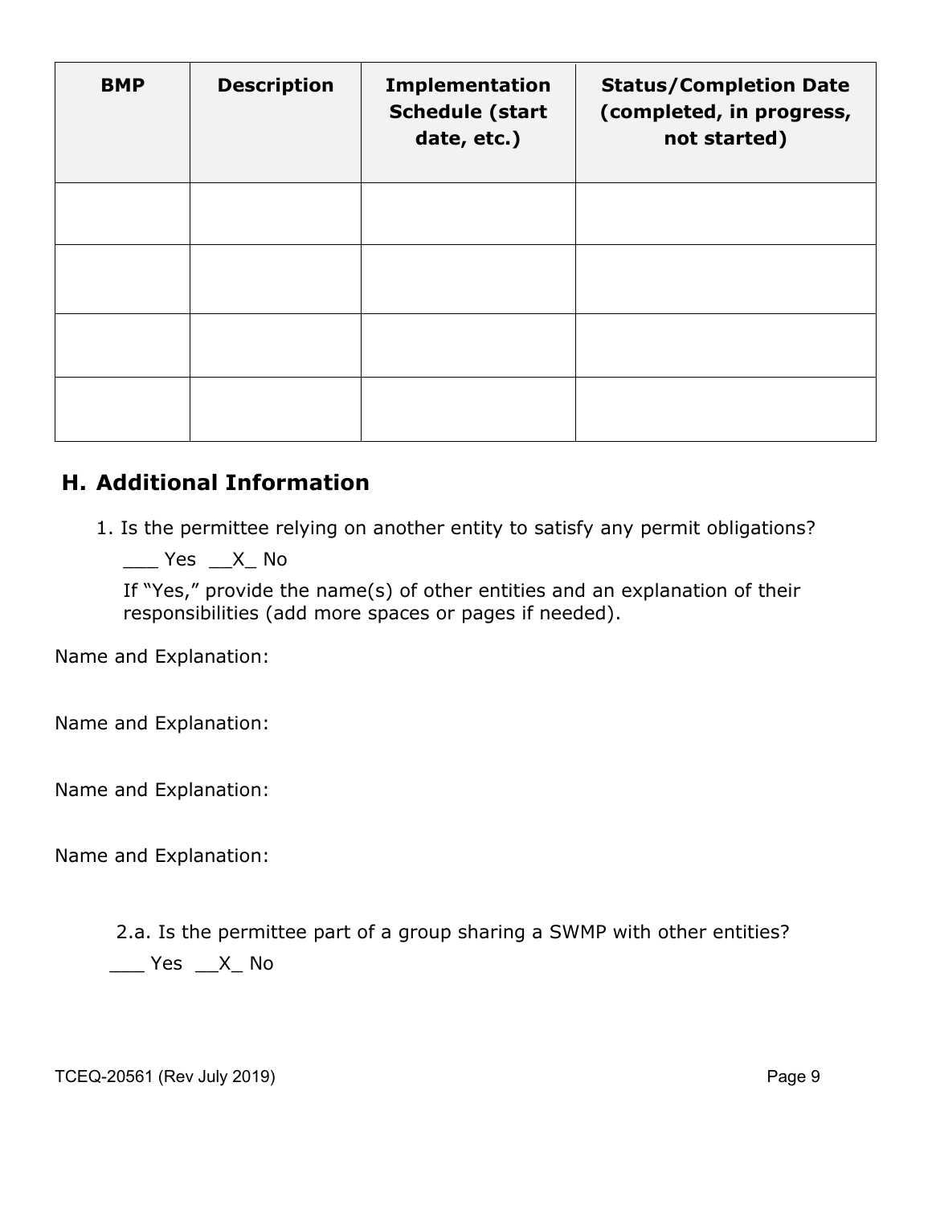| BMP | Description | Implementation Schedule (start date, etc.) | Status/Completion Date (completed, in progress, not started) |
|---|---|---|---|
| | | | |
| | | | |
| | | | |
| | | | |

## H. Additional Information

1. Is the permittee relying on another entity to satisfy any permit obligations?

   ___ Yes  __X_ No

   If "Yes," provide the name(s) of other entities and an explanation of their responsibilities (add more spaces or pages if needed).

Name and Explanation:

Name and Explanation:

Name and Explanation:

Name and Explanation:

2.a. Is the permittee part of a group sharing a SWMP with other entities?

___ Yes  __X_ No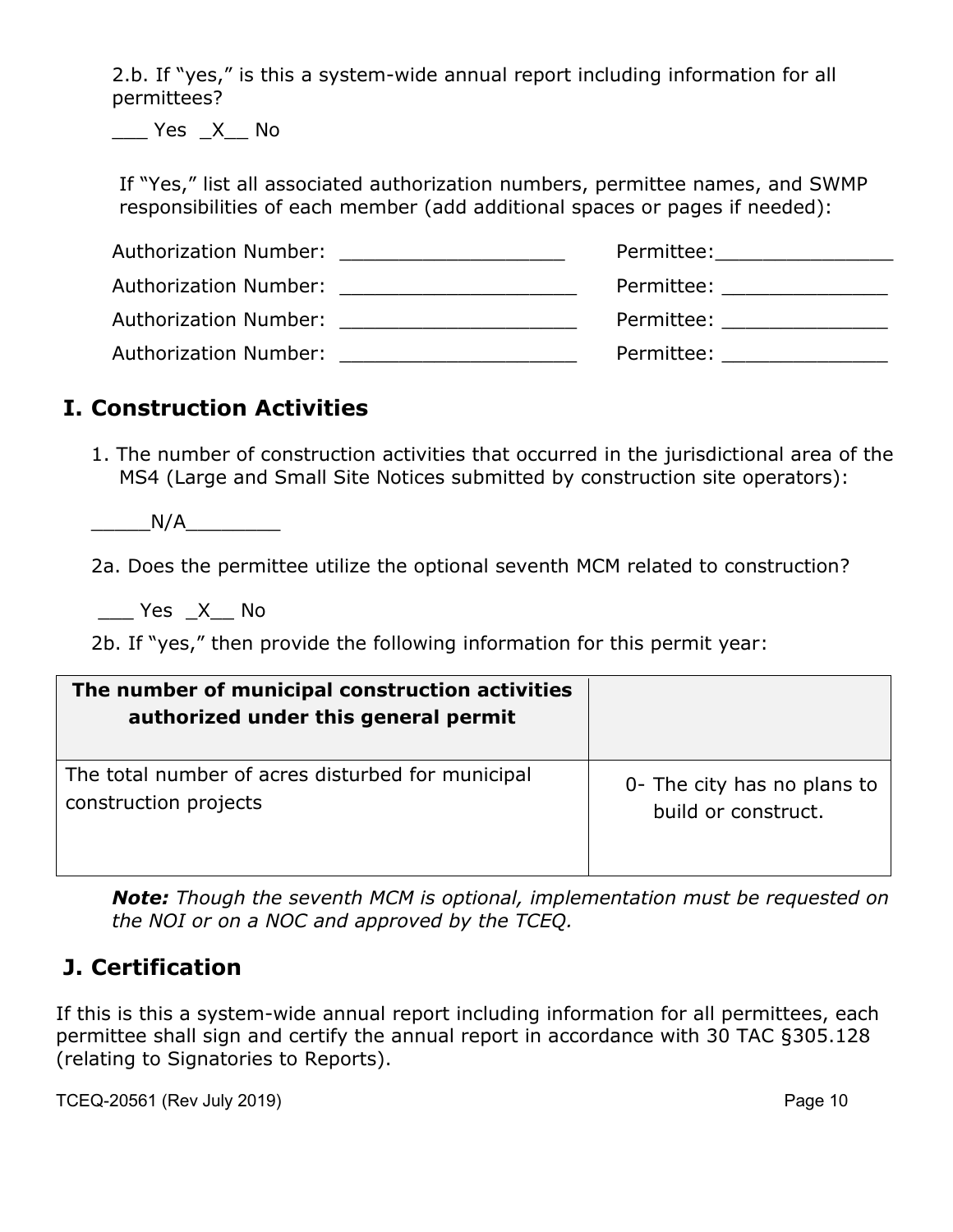2.b. If "yes," is this a system-wide annual report including information for all permittees?

___ Yes _X__ No

If "Yes," list all associated authorization numbers, permittee names, and SWMP responsibilities of each member (add additional spaces or pages if needed):

Authorization Number: ____________________ Permittee:_______________

Authorization Number: _____________________ Permittee: ______________

Authorization Number: _____________________ Permittee: ______________

Authorization Number: _____________________ Permittee: ______________

## I. Construction Activities

1. The number of construction activities that occurred in the jurisdictional area of the MS4 (Large and Small Site Notices submitted by construction site operators):

_____N/A________

2a. Does the permittee utilize the optional seventh MCM related to construction?

___ Yes _X__ No

2b. If "yes," then provide the following information for this permit year:

| **The number of municipal construction activities authorized under this general permit** | |
| --- | --- |
| The total number of acres disturbed for municipal construction projects | 0- The city has no plans to build or construct. |

***Note:*** *Though the seventh MCM is optional, implementation must be requested on the NOI or on a NOC and approved by the TCEQ.*

## J. Certification

If this is this a system-wide annual report including information for all permittees, each permittee shall sign and certify the annual report in accordance with 30 TAC §305.128 (relating to Signatories to Reports).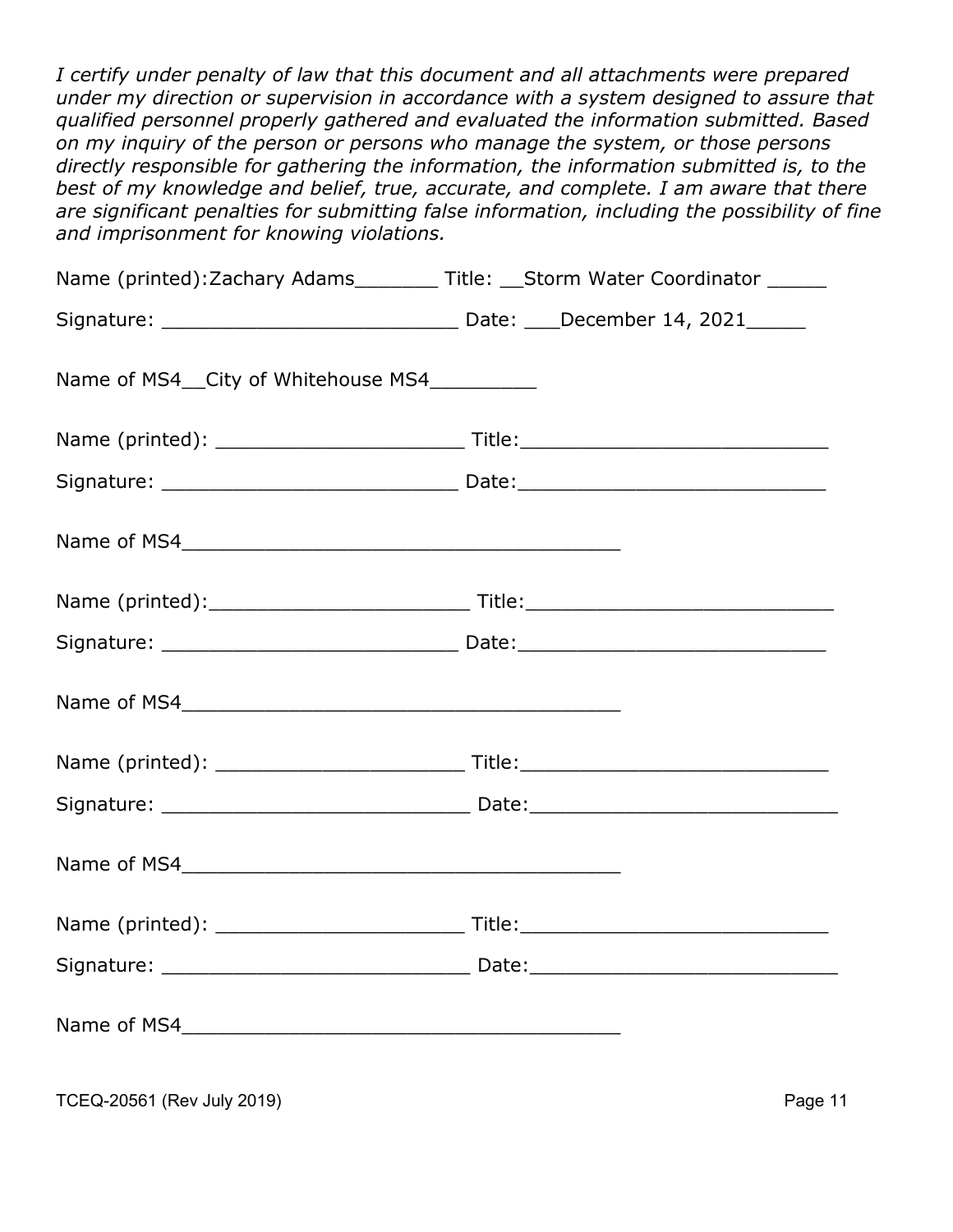*I certify under penalty of law that this document and all attachments were prepared under my direction or supervision in accordance with a system designed to assure that qualified personnel properly gathered and evaluated the information submitted. Based on my inquiry of the person or persons who manage the system, or those persons directly responsible for gathering the information, the information submitted is, to the best of my knowledge and belief, true, accurate, and complete. I am aware that there are significant penalties for submitting false information, including the possibility of fine and imprisonment for knowing violations.*

Name (printed):Zachary Adams_______ Title: __Storm Water Coordinator _____

Signature: ________________________ Date: ___December 14, 2021_____

Name of MS4__City of Whitehouse MS4_________

Name (printed): ____________________ Title:_________________________

Signature: ________________________ Date:_________________________

Name of MS4___________________________________

Name (printed):_____________________ Title:_________________________

Signature: ________________________ Date:_________________________

Name of MS4___________________________________

Name (printed): ____________________ Title:_________________________

Signature: _________________________ Date:_________________________

Name of MS4___________________________________

Name (printed): ____________________ Title:_________________________

Signature: _________________________ Date:_________________________

Name of MS4___________________________________

TCEQ-20561 (Rev July 2019)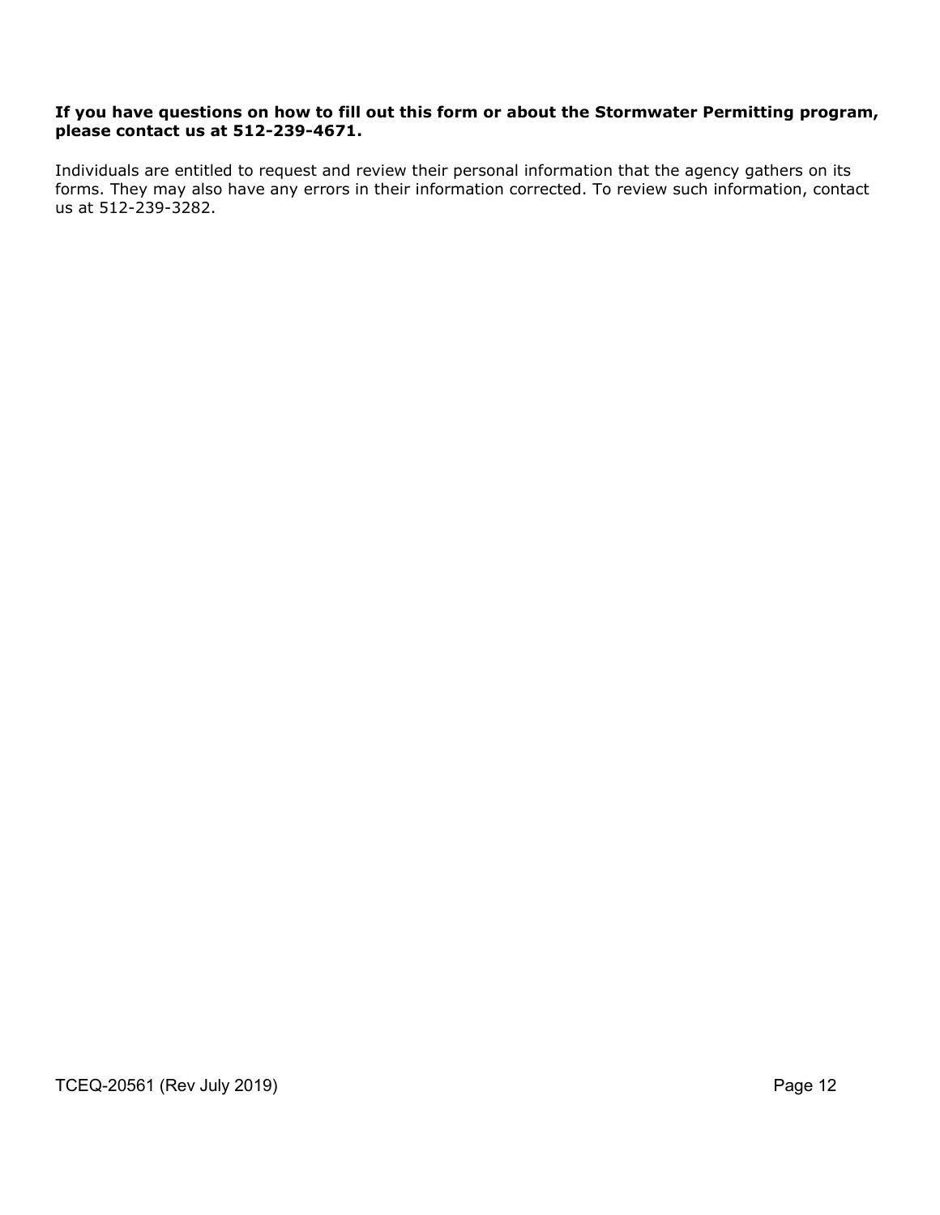**If you have questions on how to fill out this form or about the Stormwater Permitting program, please contact us at 512-239-4671.**

Individuals are entitled to request and review their personal information that the agency gathers on its forms. They may also have any errors in their information corrected. To review such information, contact us at 512-239-3282.